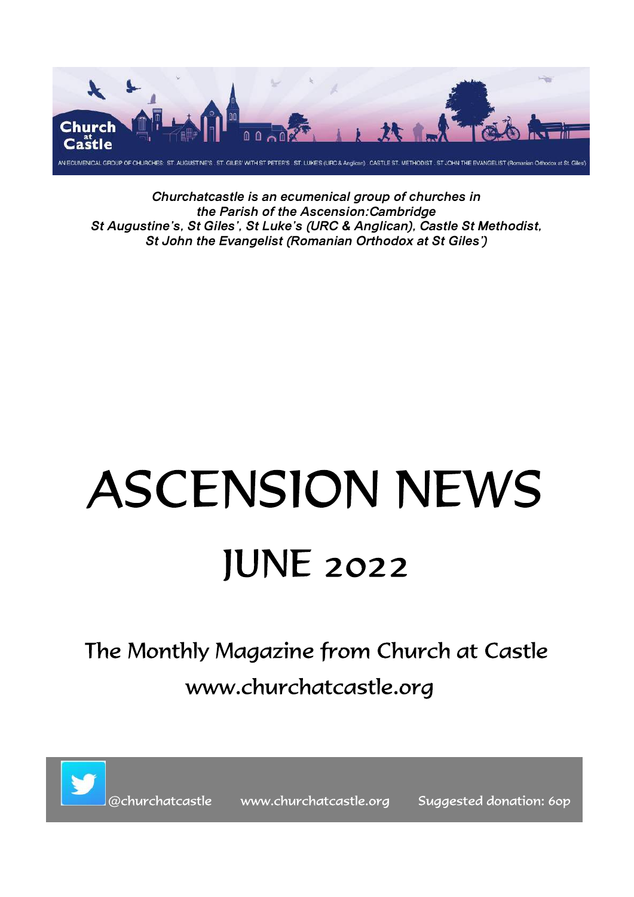Church at Castle

AN ECUMENICAL GROUP OF CHURCHES: ST. AUGUSTINE'S . ST. GILES' WITH ST PETER'S . ST. LUKE'S (URC & Anglican) . CASTLE ST. METHODIST . ST JOHN THE EVANGELIST (Romanian Orthodox at St. Giles')

***Churchatcastle is an ecumenical group of churches in the Parish of the Ascension:Cambridge St Augustine's, St Giles', St Luke's (URC & Anglican), Castle St Methodist, St John the Evangelist (Romanian Orthodox at St Giles')***

# ASCENSION NEWS

## JUNE 2022

The Monthly Magazine from Church at Castle

www.churchatcastle.org

@churchatcastle www.churchatcastle.org Suggested donation: 60p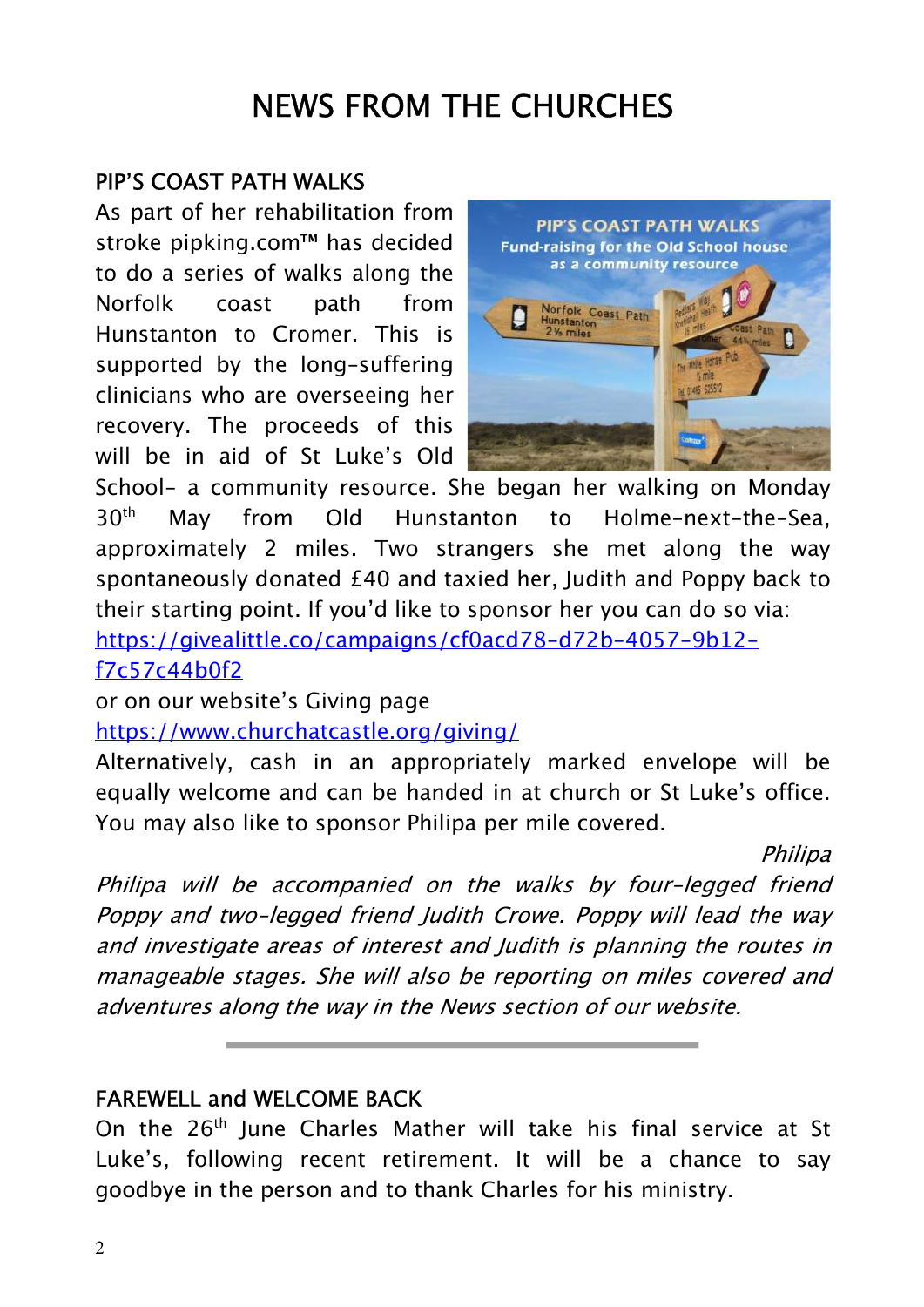# NEWS FROM THE CHURCHES

## PIP'S COAST PATH WALKS

As part of her rehabilitation from stroke pipking.com™ has decided to do a series of walks along the Norfolk coast path from Hunstanton to Cromer. This is supported by the long-suffering clinicians who are overseeing her recovery. The proceeds of this will be in aid of St Luke's Old School– a community resource. She began her walking on Monday 30th May from Old Hunstanton to Holme-next-the-Sea, approximately 2 miles. Two strangers she met along the way spontaneously donated £40 and taxied her, Judith and Poppy back to their starting point. If you'd like to sponsor her you can do so via:
https://givealittle.co/campaigns/cf0acd78-d72b-4057-9b12-f7c57c44b0f2
or on our website's Giving page
https://www.churchatcastle.org/giving/
Alternatively, cash in an appropriately marked envelope will be equally welcome and can be handed in at church or St Luke's office. You may also like to sponsor Philipa per mile covered.

*Philipa*

*Philipa will be accompanied on the walks by four-legged friend Poppy and two-legged friend Judith Crowe. Poppy will lead the way and investigate areas of interest and Judith is planning the routes in manageable stages. She will also be reporting on miles covered and adventures along the way in the News section of our website.*

---

## FAREWELL and WELCOME BACK

On the 26th June Charles Mather will take his final service at St Luke's, following recent retirement. It will be a chance to say goodbye in the person and to thank Charles for his ministry.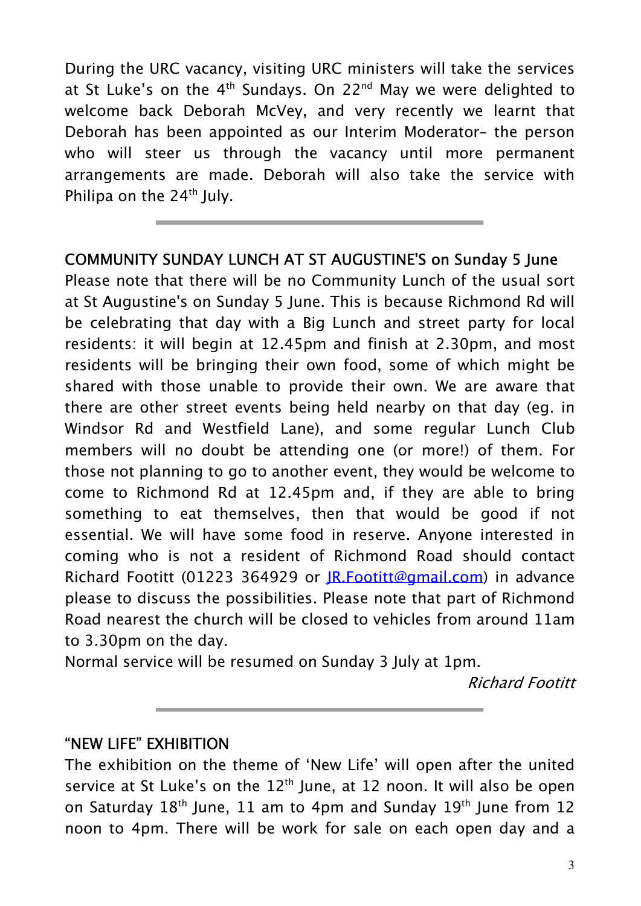During the URC vacancy, visiting URC ministers will take the services at St Luke's on the 4th Sundays. On 22nd May we were delighted to welcome back Deborah McVey, and very recently we learnt that Deborah has been appointed as our Interim Moderator– the person who will steer us through the vacancy until more permanent arrangements are made. Deborah will also take the service with Philipa on the 24th July.

---

## COMMUNITY SUNDAY LUNCH AT ST AUGUSTINE'S on Sunday 5 June

Please note that there will be no Community Lunch of the usual sort at St Augustine's on Sunday 5 June. This is because Richmond Rd will be celebrating that day with a Big Lunch and street party for local residents: it will begin at 12.45pm and finish at 2.30pm, and most residents will be bringing their own food, some of which might be shared with those unable to provide their own. We are aware that there are other street events being held nearby on that day (eg. in Windsor Rd and Westfield Lane), and some regular Lunch Club members will no doubt be attending one (or more!) of them. For those not planning to go to another event, they would be welcome to come to Richmond Rd at 12.45pm and, if they are able to bring something to eat themselves, then that would be good if not essential. We will have some food in reserve. Anyone interested in coming who is not a resident of Richmond Road should contact Richard Footitt (01223 364929 or JR.Footitt@gmail.com) in advance please to discuss the possibilities. Please note that part of Richmond Road nearest the church will be closed to vehicles from around 11am to 3.30pm on the day.

Normal service will be resumed on Sunday 3 July at 1pm.

*Richard Footitt*

---

## "NEW LIFE" EXHIBITION

The exhibition on the theme of 'New Life' will open after the united service at St Luke's on the 12th June, at 12 noon. It will also be open on Saturday 18th June, 11 am to 4pm and Sunday 19th June from 12 noon to 4pm. There will be work for sale on each open day and a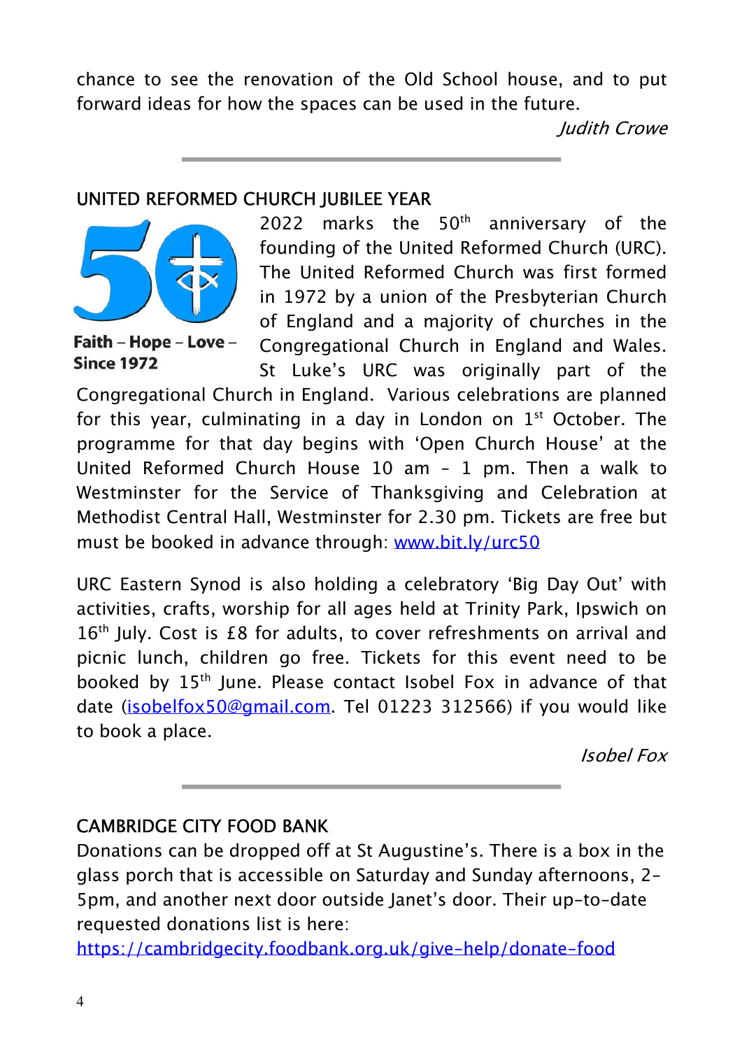chance to see the renovation of the Old School house, and to put forward ideas for how the spaces can be used in the future.

*Judith Crowe*

---

## UNITED REFORMED CHURCH JUBILEE YEAR

**Faith – Hope – Love – Since 1972**

2022 marks the 50th anniversary of the founding of the United Reformed Church (URC). The United Reformed Church was first formed in 1972 by a union of the Presbyterian Church of England and a majority of churches in the Congregational Church in England and Wales. St Luke's URC was originally part of the Congregational Church in England. Various celebrations are planned for this year, culminating in a day in London on 1st October. The programme for that day begins with 'Open Church House' at the United Reformed Church House 10 am – 1 pm. Then a walk to Westminster for the Service of Thanksgiving and Celebration at Methodist Central Hall, Westminster for 2.30 pm. Tickets are free but must be booked in advance through: [www.bit.ly/urc50](www.bit.ly/urc50)

URC Eastern Synod is also holding a celebratory 'Big Day Out' with activities, crafts, worship for all ages held at Trinity Park, Ipswich on 16th July. Cost is £8 for adults, to cover refreshments on arrival and picnic lunch, children go free. Tickets for this event need to be booked by 15th June. Please contact Isobel Fox in advance of that date ([isobelfox50@gmail.com](mailto:isobelfox50@gmail.com). Tel 01223 312566) if you would like to book a place.

*Isobel Fox*

---

## CAMBRIDGE CITY FOOD BANK

Donations can be dropped off at St Augustine's. There is a box in the glass porch that is accessible on Saturday and Sunday afternoons, 2-5pm, and another next door outside Janet's door. Their up-to-date requested donations list is here:

[https://cambridgecity.foodbank.org.uk/give-help/donate-food](https://cambridgecity.foodbank.org.uk/give-help/donate-food)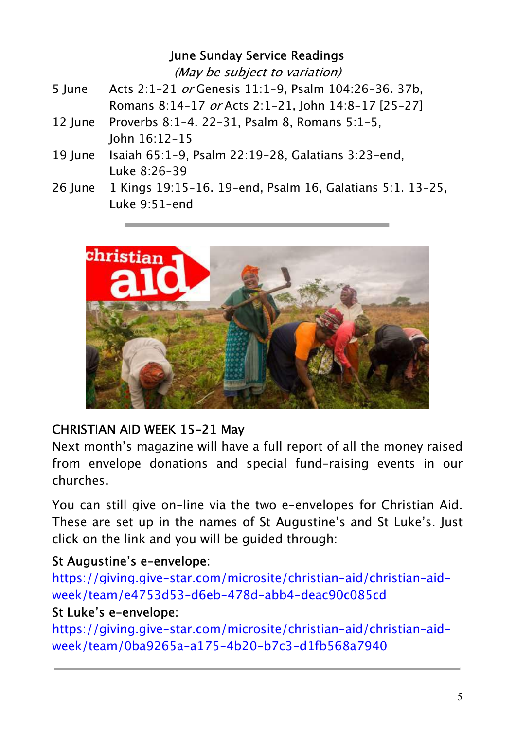## June Sunday Service Readings

*(May be subject to variation)*

| | |
|---|---|
| 5 June | Acts 2:1-21 *or* Genesis 11:1-9, Psalm 104:26-36. 37b, Romans 8:14-17 *or* Acts 2:1-21, John 14:8-17 [25-27] |
| 12 June | Proverbs 8:1-4. 22-31, Psalm 8, Romans 5:1-5, John 16:12-15 |
| 19 June | Isaiah 65:1-9, Psalm 22:19-28, Galatians 3:23-end, Luke 8:26-39 |
| 26 June | 1 Kings 19:15-16. 19-end, Psalm 16, Galatians 5:1. 13-25, Luke 9:51-end |

---

### CHRISTIAN AID WEEK 15-21 May

Next month's magazine will have a full report of all the money raised from envelope donations and special fund-raising events in our churches.

You can still give on-line via the two e-envelopes for Christian Aid. These are set up in the names of St Augustine's and St Luke's. Just click on the link and you will be guided through:

St Augustine's e-envelope:
https://giving.give-star.com/microsite/christian-aid/christian-aid-week/team/e4753d53-d6eb-478d-abb4-deac90c085cd

St Luke's e-envelope:
https://giving.give-star.com/microsite/christian-aid/christian-aid-week/team/0ba9265a-a175-4b20-b7c3-d1fb568a7940

---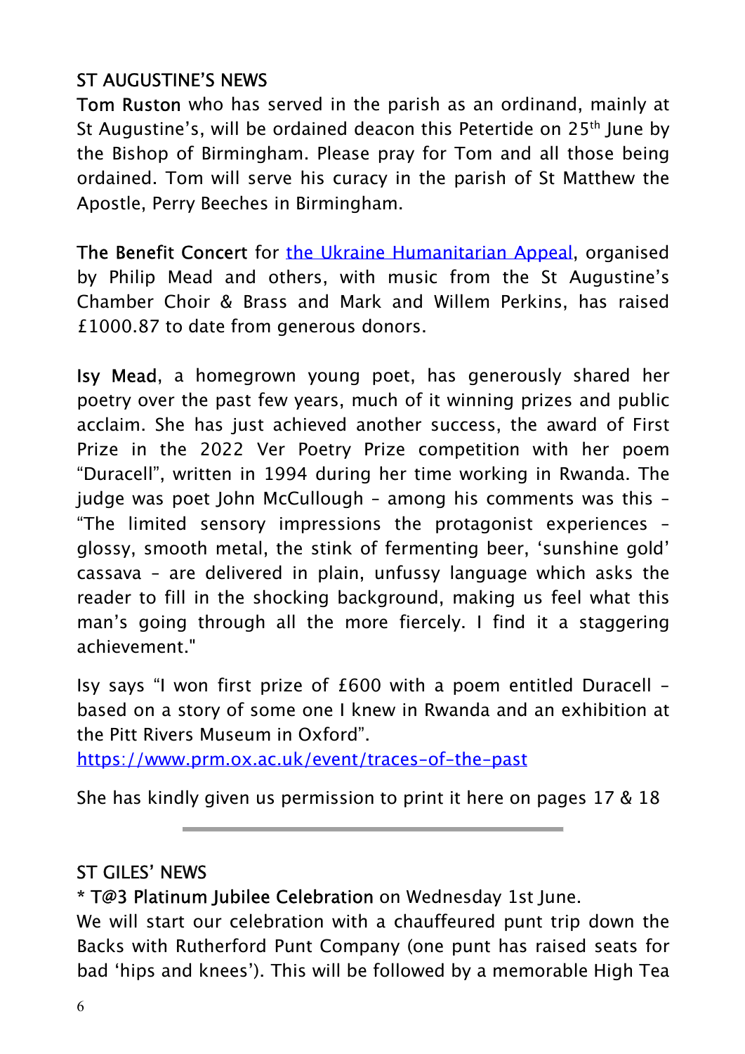## ST AUGUSTINE'S NEWS

**Tom Ruston** who has served in the parish as an ordinand, mainly at St Augustine's, will be ordained deacon this Petertide on 25th June by the Bishop of Birmingham. Please pray for Tom and all those being ordained. Tom will serve his curacy in the parish of St Matthew the Apostle, Perry Beeches in Birmingham.

**The Benefit Concert** for [the Ukraine Humanitarian Appeal], organised by Philip Mead and others, with music from the St Augustine's Chamber Choir & Brass and Mark and Willem Perkins, has raised £1000.87 to date from generous donors.

**Isy Mead**, a homegrown young poet, has generously shared her poetry over the past few years, much of it winning prizes and public acclaim. She has just achieved another success, the award of First Prize in the 2022 Ver Poetry Prize competition with her poem "Duracell", written in 1994 during her time working in Rwanda. The judge was poet John McCullough – among his comments was this – "The limited sensory impressions the protagonist experiences – glossy, smooth metal, the stink of fermenting beer, 'sunshine gold' cassava – are delivered in plain, unfussy language which asks the reader to fill in the shocking background, making us feel what this man's going through all the more fiercely. I find it a staggering achievement."

Isy says "I won first prize of £600 with a poem entitled Duracell – based on a story of some one I knew in Rwanda and an exhibition at the Pitt Rivers Museum in Oxford".
https://www.prm.ox.ac.uk/event/traces-of-the-past

She has kindly given us permission to print it here on pages 17 & 18

---

## ST GILES' NEWS

* **T@3 Platinum Jubilee Celebration** on Wednesday 1st June.
We will start our celebration with a chauffeured punt trip down the Backs with Rutherford Punt Company (one punt has raised seats for bad 'hips and knees'). This will be followed by a memorable High Tea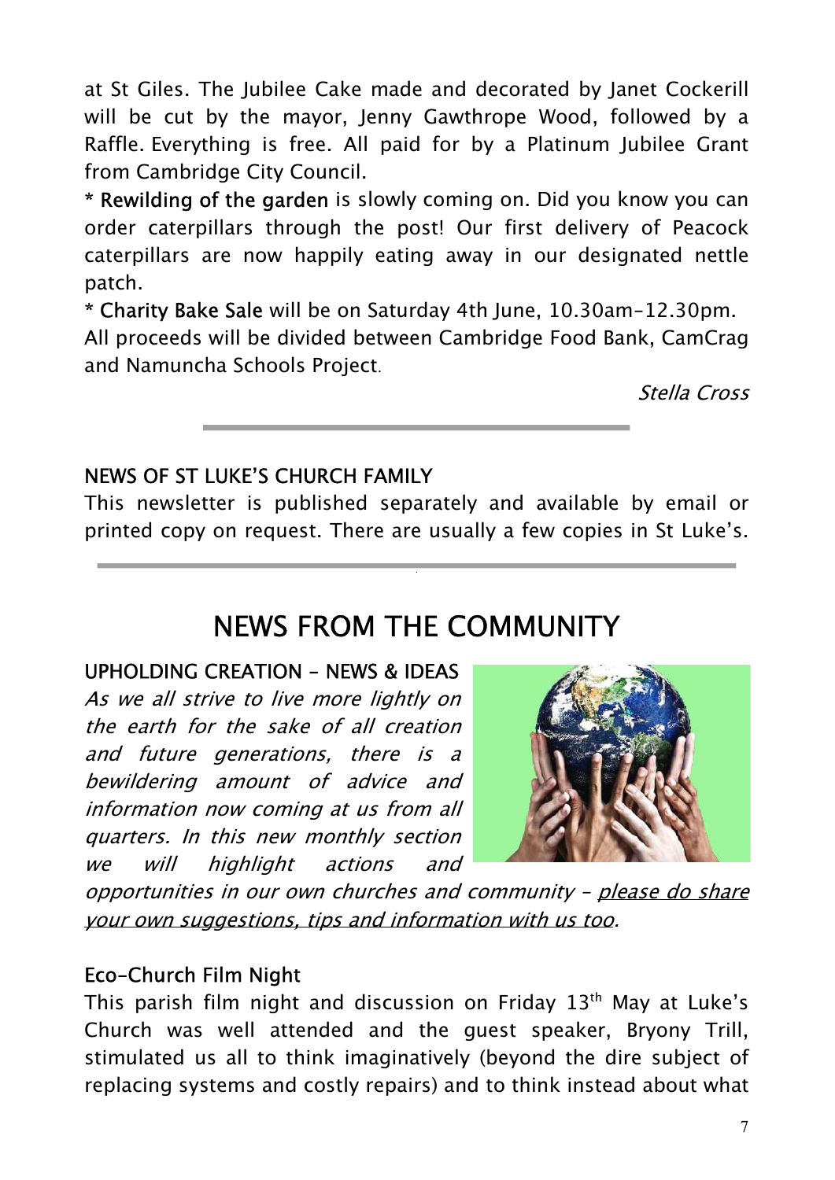at St Giles. The Jubilee Cake made and decorated by Janet Cockerill will be cut by the mayor, Jenny Gawthrope Wood, followed by a Raffle. Everything is free. All paid for by a Platinum Jubilee Grant from Cambridge City Council.

* Rewilding of the garden is slowly coming on. Did you know you can order caterpillars through the post! Our first delivery of Peacock caterpillars are now happily eating away in our designated nettle patch.

* Charity Bake Sale will be on Saturday 4th June, 10.30am-12.30pm. All proceeds will be divided between Cambridge Food Bank, CamCrag and Namuncha Schools Project.

*Stella Cross*

---

### NEWS OF ST LUKE'S CHURCH FAMILY

This newsletter is published separately and available by email or printed copy on request. There are usually a few copies in St Luke's.

---

## NEWS FROM THE COMMUNITY

### UPHOLDING CREATION – NEWS & IDEAS

*As we all strive to live more lightly on the earth for the sake of all creation and future generations, there is a bewildering amount of advice and information now coming at us from all quarters. In this new monthly section we will highlight actions and opportunities in our own churches and community – please do share your own suggestions, tips and information with us too.*

### Eco-Church Film Night

This parish film night and discussion on Friday 13th May at Luke's Church was well attended and the guest speaker, Bryony Trill, stimulated us all to think imaginatively (beyond the dire subject of replacing systems and costly repairs) and to think instead about what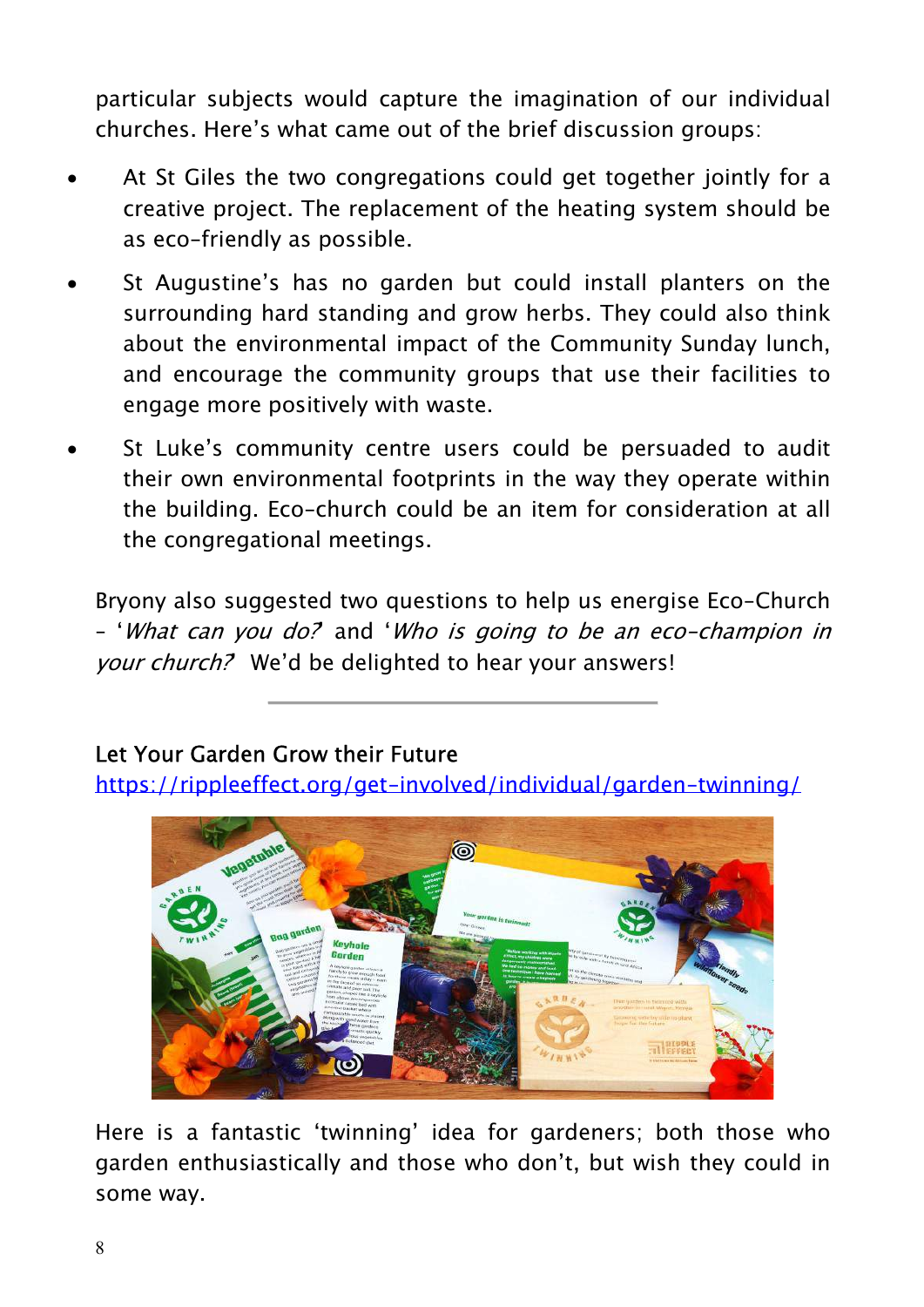particular subjects would capture the imagination of our individual churches. Here's what came out of the brief discussion groups:

- At St Giles the two congregations could get together jointly for a creative project. The replacement of the heating system should be as eco-friendly as possible.
- St Augustine's has no garden but could install planters on the surrounding hard standing and grow herbs. They could also think about the environmental impact of the Community Sunday lunch, and encourage the community groups that use their facilities to engage more positively with waste.
- St Luke's community centre users could be persuaded to audit their own environmental footprints in the way they operate within the building. Eco-church could be an item for consideration at all the congregational meetings.

Bryony also suggested two questions to help us energise Eco-Church – '*What can you do?*' and '*Who is going to be an eco-champion in your church?*' We'd be delighted to hear your answers!

---

## Let Your Garden Grow their Future

https://rippleeffect.org/get-involved/individual/garden-twinning/

Here is a fantastic 'twinning' idea for gardeners; both those who garden enthusiastically and those who don't, but wish they could in some way.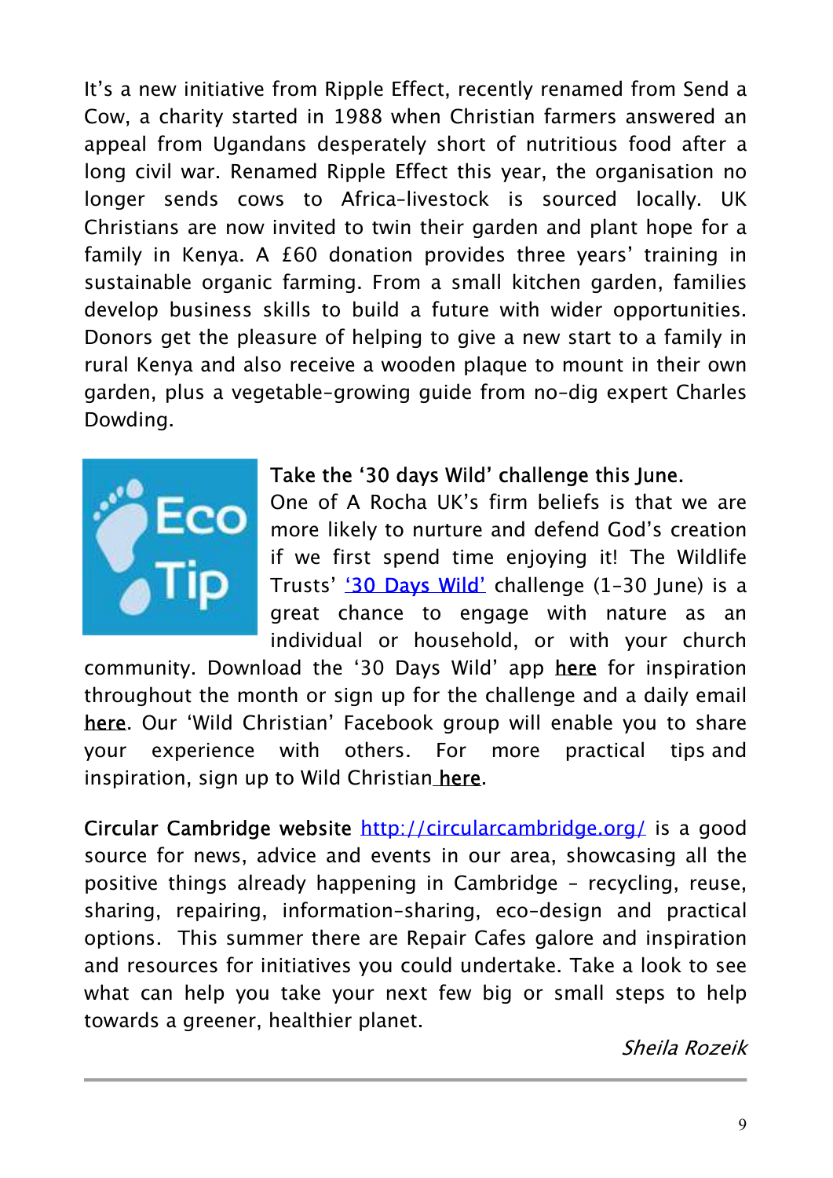It's a new initiative from Ripple Effect, recently renamed from Send a Cow, a charity started in 1988 when Christian farmers answered an appeal from Ugandans desperately short of nutritious food after a long civil war. Renamed Ripple Effect this year, the organisation no longer sends cows to Africa-livestock is sourced locally. UK Christians are now invited to twin their garden and plant hope for a family in Kenya. A £60 donation provides three years' training in sustainable organic farming. From a small kitchen garden, families develop business skills to build a future with wider opportunities. Donors get the pleasure of helping to give a new start to a family in rural Kenya and also receive a wooden plaque to mount in their own garden, plus a vegetable-growing guide from no-dig expert Charles Dowding.

Eco Tip

**Take the '30 days Wild' challenge this June.**
One of A Rocha UK's firm beliefs is that we are more likely to nurture and defend God's creation if we first spend time enjoying it! The Wildlife Trusts' '30 Days Wild' challenge (1-30 June) is a great chance to engage with nature as an individual or household, or with your church community. Download the '30 Days Wild' app here for inspiration throughout the month or sign up for the challenge and a daily email here. Our 'Wild Christian' Facebook group will enable you to share your experience with others. For more practical tips and inspiration, sign up to Wild Christian here.

**Circular Cambridge website** http://circularcambridge.org/ is a good source for news, advice and events in our area, showcasing all the positive things already happening in Cambridge – recycling, reuse, sharing, repairing, information-sharing, eco-design and practical options. This summer there are Repair Cafes galore and inspiration and resources for initiatives you could undertake. Take a look to see what can help you take your next few big or small steps to help towards a greener, healthier planet.

*Sheila Rozeik*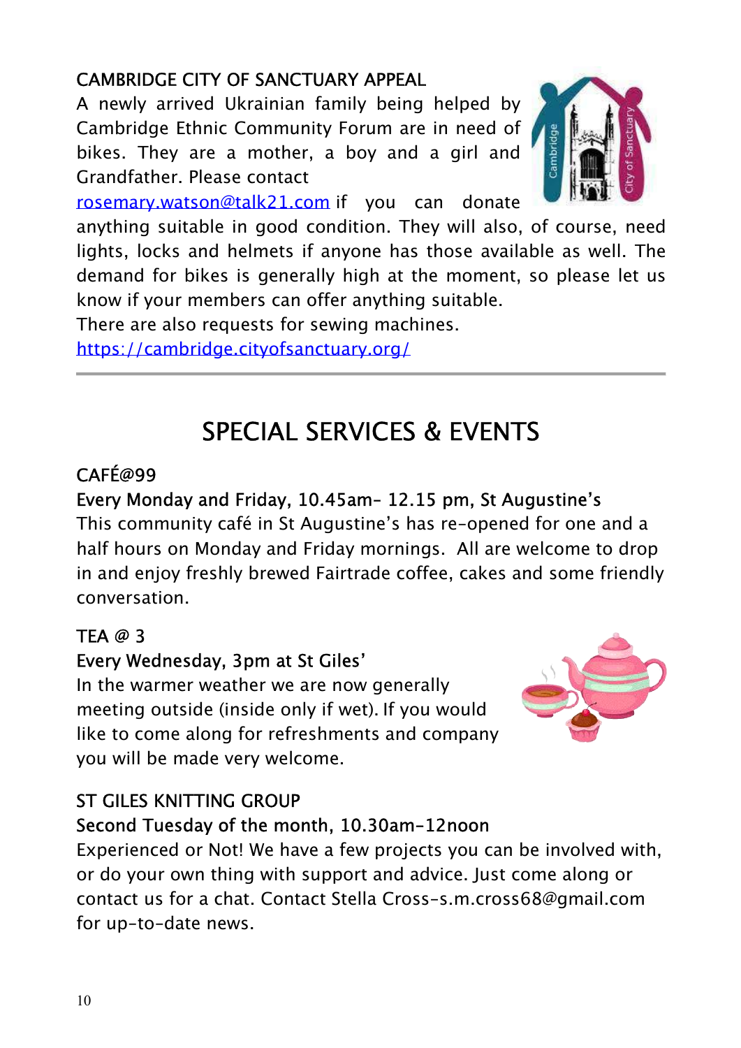### CAMBRIDGE CITY OF SANCTUARY APPEAL

A newly arrived Ukrainian family being helped by Cambridge Ethnic Community Forum are in need of bikes. They are a mother, a boy and a girl and Grandfather. Please contact rosemary.watson@talk21.com if you can donate anything suitable in good condition. They will also, of course, need lights, locks and helmets if anyone has those available as well. The demand for bikes is generally high at the moment, so please let us know if your members can offer anything suitable.

There are also requests for sewing machines.

https://cambridge.cityofsanctuary.org/

---

# SPECIAL SERVICES & EVENTS

### CAFÉ@99

**Every Monday and Friday, 10.45am- 12.15 pm, St Augustine's**

This community café in St Augustine's has re-opened for one and a half hours on Monday and Friday mornings. All are welcome to drop in and enjoy freshly brewed Fairtrade coffee, cakes and some friendly conversation.

### TEA @ 3

**Every Wednesday, 3pm at St Giles'**

In the warmer weather we are now generally meeting outside (inside only if wet). If you would like to come along for refreshments and company you will be made very welcome.

### ST GILES KNITTING GROUP

**Second Tuesday of the month, 10.30am-12noon**

Experienced or Not! We have a few projects you can be involved with, or do your own thing with support and advice. Just come along or contact us for a chat. Contact Stella Cross-s.m.cross68@gmail.com for up-to-date news.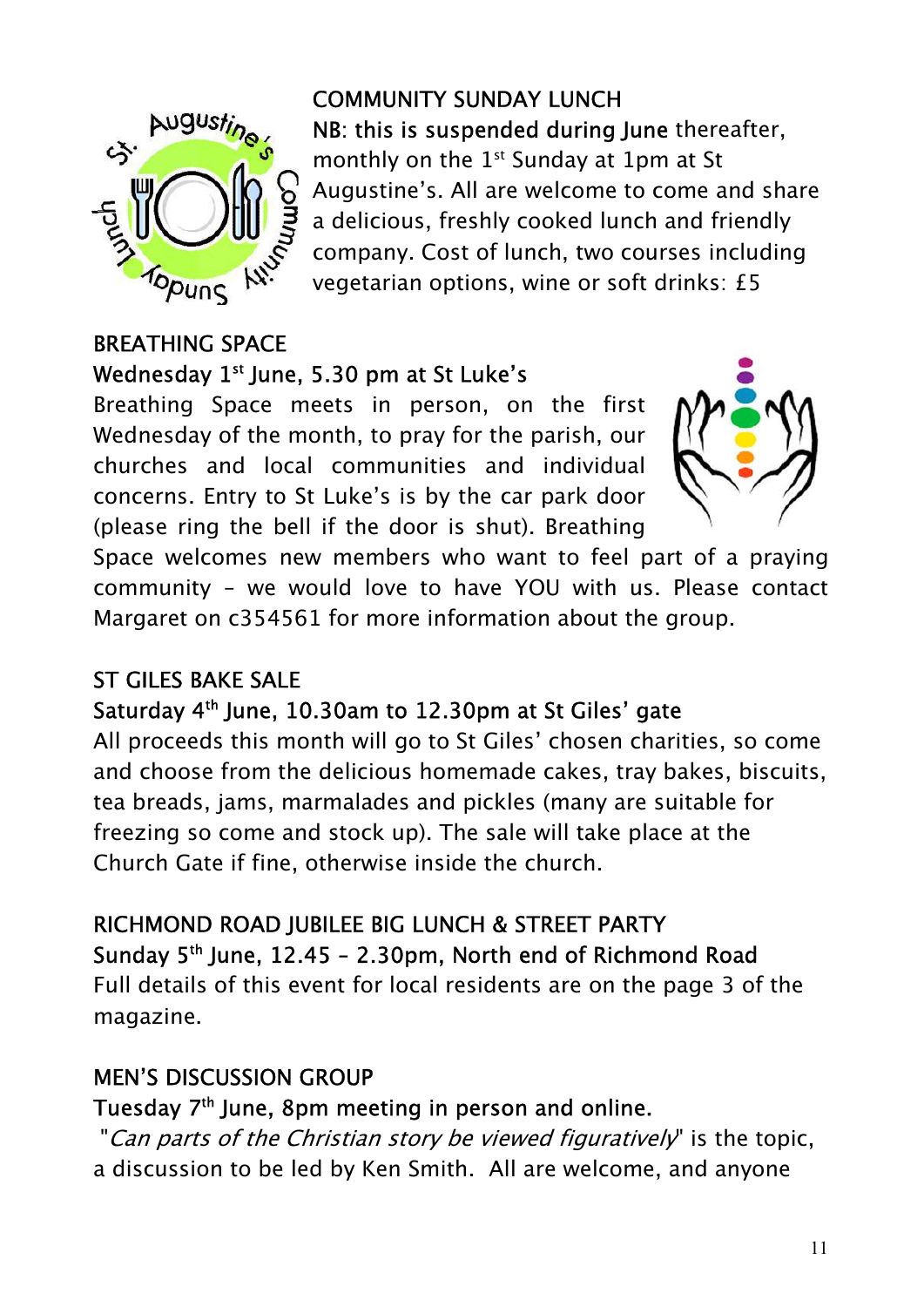## COMMUNITY SUNDAY LUNCH

**NB: this is suspended during June** thereafter, monthly on the 1st Sunday at 1pm at St Augustine's. All are welcome to come and share a delicious, freshly cooked lunch and friendly company. Cost of lunch, two courses including vegetarian options, wine or soft drinks: £5

## BREATHING SPACE

**Wednesday 1st June, 5.30 pm at St Luke's**

Breathing Space meets in person, on the first Wednesday of the month, to pray for the parish, our churches and local communities and individual concerns. Entry to St Luke's is by the car park door (please ring the bell if the door is shut). Breathing Space welcomes new members who want to feel part of a praying community – we would love to have YOU with us. Please contact Margaret on c354561 for more information about the group.

## ST GILES BAKE SALE

**Saturday 4th June, 10.30am to 12.30pm at St Giles' gate**

All proceeds this month will go to St Giles' chosen charities, so come and choose from the delicious homemade cakes, tray bakes, biscuits, tea breads, jams, marmalades and pickles (many are suitable for freezing so come and stock up). The sale will take place at the Church Gate if fine, otherwise inside the church.

## RICHMOND ROAD JUBILEE BIG LUNCH & STREET PARTY

**Sunday 5th June, 12.45 – 2.30pm, North end of Richmond Road**

Full details of this event for local residents are on the page 3 of the magazine.

## MEN'S DISCUSSION GROUP

**Tuesday 7th June, 8pm meeting in person and online.**

"*Can parts of the Christian story be viewed figuratively*" is the topic, a discussion to be led by Ken Smith. All are welcome, and anyone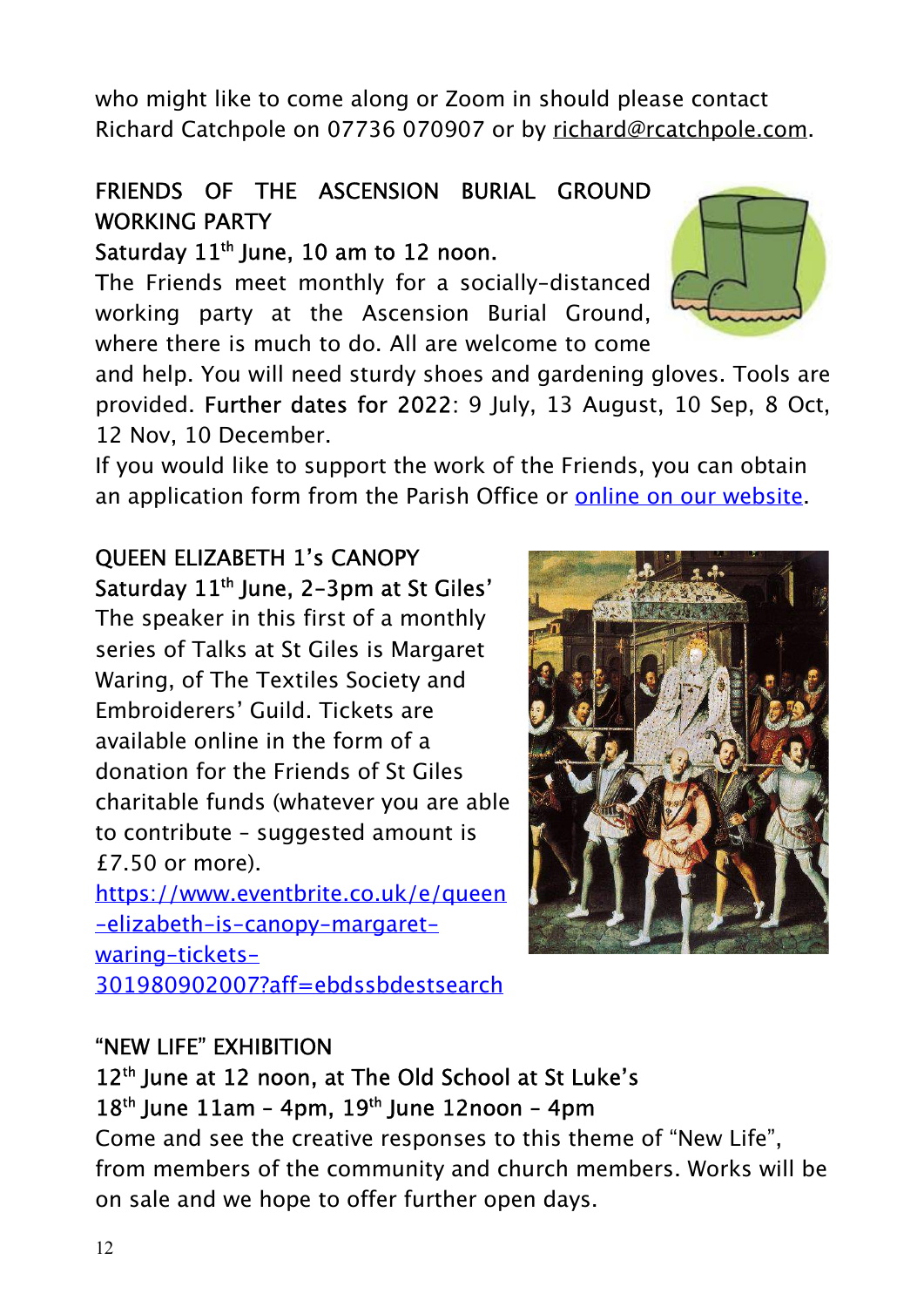who might like to come along or Zoom in should please contact Richard Catchpole on 07736 070907 or by richard@rcatchpole.com.

## FRIENDS OF THE ASCENSION BURIAL GROUND WORKING PARTY

**Saturday 11th June, 10 am to 12 noon.**

The Friends meet monthly for a socially-distanced working party at the Ascension Burial Ground, where there is much to do. All are welcome to come and help. You will need sturdy shoes and gardening gloves. Tools are provided. **Further dates for 2022**: 9 July, 13 August, 10 Sep, 8 Oct, 12 Nov, 10 December.

If you would like to support the work of the Friends, you can obtain an application form from the Parish Office or [online on our website](online on our website).

## QUEEN ELIZABETH 1's CANOPY

**Saturday 11th June, 2-3pm at St Giles'**

The speaker in this first of a monthly series of Talks at St Giles is Margaret Waring, of The Textiles Society and Embroiderers' Guild. Tickets are available online in the form of a donation for the Friends of St Giles charitable funds (whatever you are able to contribute – suggested amount is £7.50 or more).

https://www.eventbrite.co.uk/e/queen-elizabeth-is-canopy-margaret-waring-tickets-301980902007?aff=ebdssbdestsearch

## "NEW LIFE" EXHIBITION

**12th June at 12 noon, at The Old School at St Luke's**

**18th June 11am – 4pm, 19th June 12noon – 4pm**

Come and see the creative responses to this theme of "New Life", from members of the community and church members. Works will be on sale and we hope to offer further open days.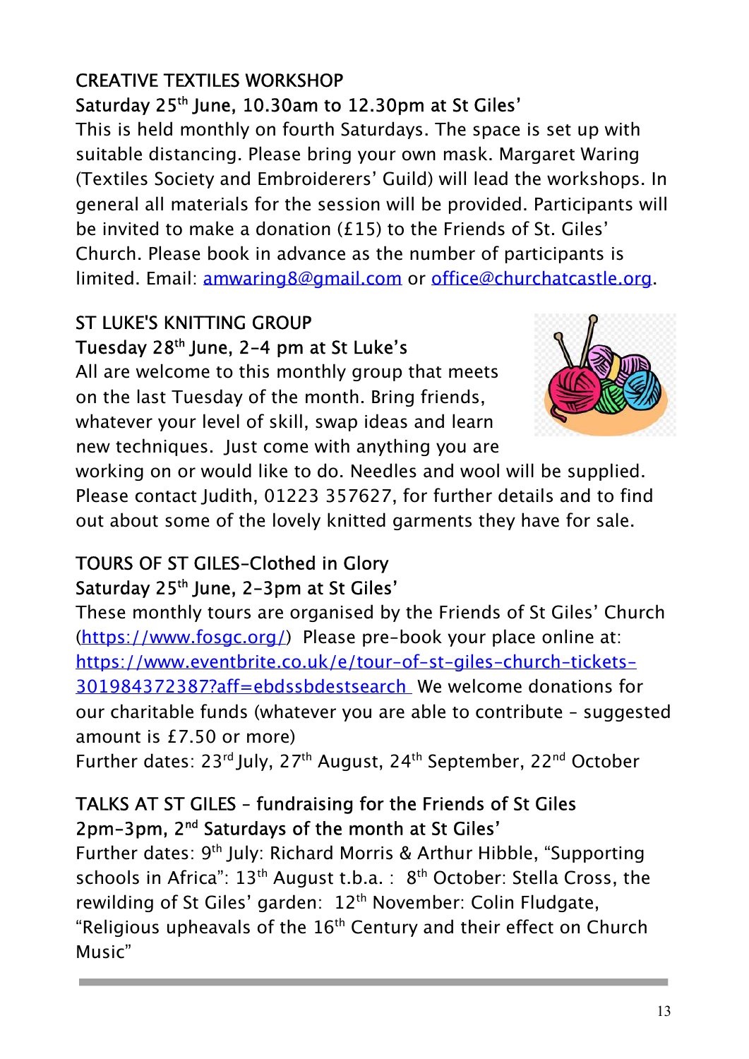## CREATIVE TEXTILES WORKSHOP

**Saturday 25th June, 10.30am to 12.30pm at St Giles'**

This is held monthly on fourth Saturdays. The space is set up with suitable distancing. Please bring your own mask. Margaret Waring (Textiles Society and Embroiderers' Guild) will lead the workshops. In general all materials for the session will be provided. Participants will be invited to make a donation (£15) to the Friends of St. Giles' Church. Please book in advance as the number of participants is limited. Email: amwaring8@gmail.com or office@churchatcastle.org.

## ST LUKE'S KNITTING GROUP

**Tuesday 28th June, 2-4 pm at St Luke's**

All are welcome to this monthly group that meets on the last Tuesday of the month. Bring friends, whatever your level of skill, swap ideas and learn new techniques. Just come with anything you are working on or would like to do. Needles and wool will be supplied. Please contact Judith, 01223 357627, for further details and to find out about some of the lovely knitted garments they have for sale.

## TOURS OF ST GILES-Clothed in Glory

**Saturday 25th June, 2-3pm at St Giles'**

These monthly tours are organised by the Friends of St Giles' Church (https://www.fosgc.org/) Please pre-book your place online at: https://www.eventbrite.co.uk/e/tour-of-st-giles-church-tickets-301984372387?aff=ebdssbdestsearch We welcome donations for our charitable funds (whatever you are able to contribute - suggested amount is £7.50 or more)

Further dates: 23rd July, 27th August, 24th September, 22nd October

## TALKS AT ST GILES – fundraising for the Friends of St Giles

**2pm-3pm, 2nd Saturdays of the month at St Giles'**

Further dates: 9th July: Richard Morris & Arthur Hibble, "Supporting schools in Africa": 13th August t.b.a. : 8th October: Stella Cross, the rewilding of St Giles' garden: 12th November: Colin Fludgate, "Religious upheavals of the 16th Century and their effect on Church Music"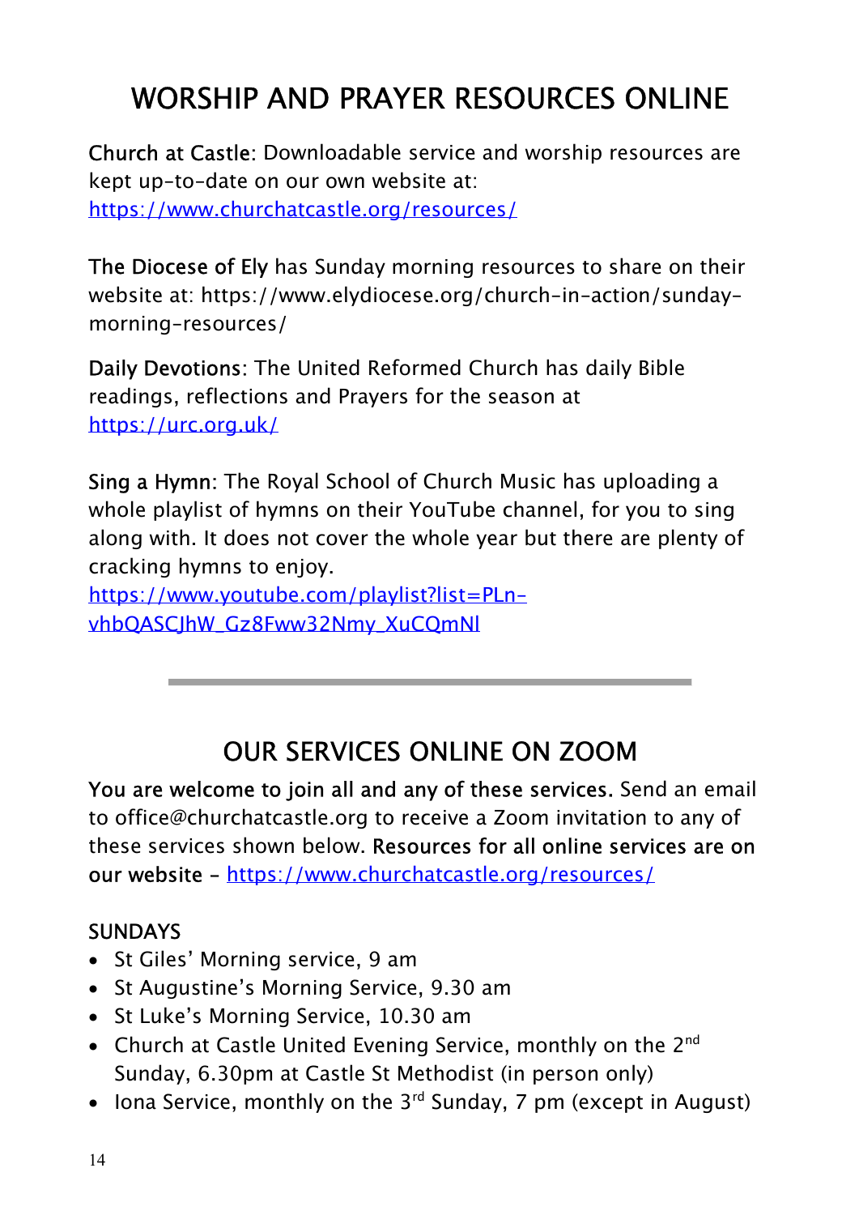# WORSHIP AND PRAYER RESOURCES ONLINE

**Church at Castle**: Downloadable service and worship resources are kept up-to-date on our own website at: https://www.churchatcastle.org/resources/

**The Diocese of Ely** has Sunday morning resources to share on their website at: https://www.elydiocese.org/church-in-action/sunday-morning-resources/

**Daily Devotions**: The United Reformed Church has daily Bible readings, reflections and Prayers for the season at https://urc.org.uk/

**Sing a Hymn**: The Royal School of Church Music has uploading a whole playlist of hymns on their YouTube channel, for you to sing along with. It does not cover the whole year but there are plenty of cracking hymns to enjoy.
https://www.youtube.com/playlist?list=PLn-vhbQASCJhW_Gz8Fww32Nmy_XuCQmNl

---

# OUR SERVICES ONLINE ON ZOOM

**You are welcome to join all and any of these services.** Send an email to office@churchatcastle.org to receive a Zoom invitation to any of these services shown below. **Resources for all online services are on our website** – https://www.churchatcastle.org/resources/

## SUNDAYS

- St Giles' Morning service, 9 am
- St Augustine's Morning Service, 9.30 am
- St Luke's Morning Service, 10.30 am
- Church at Castle United Evening Service, monthly on the 2nd Sunday, 6.30pm at Castle St Methodist (in person only)
- Iona Service, monthly on the 3rd Sunday, 7 pm (except in August)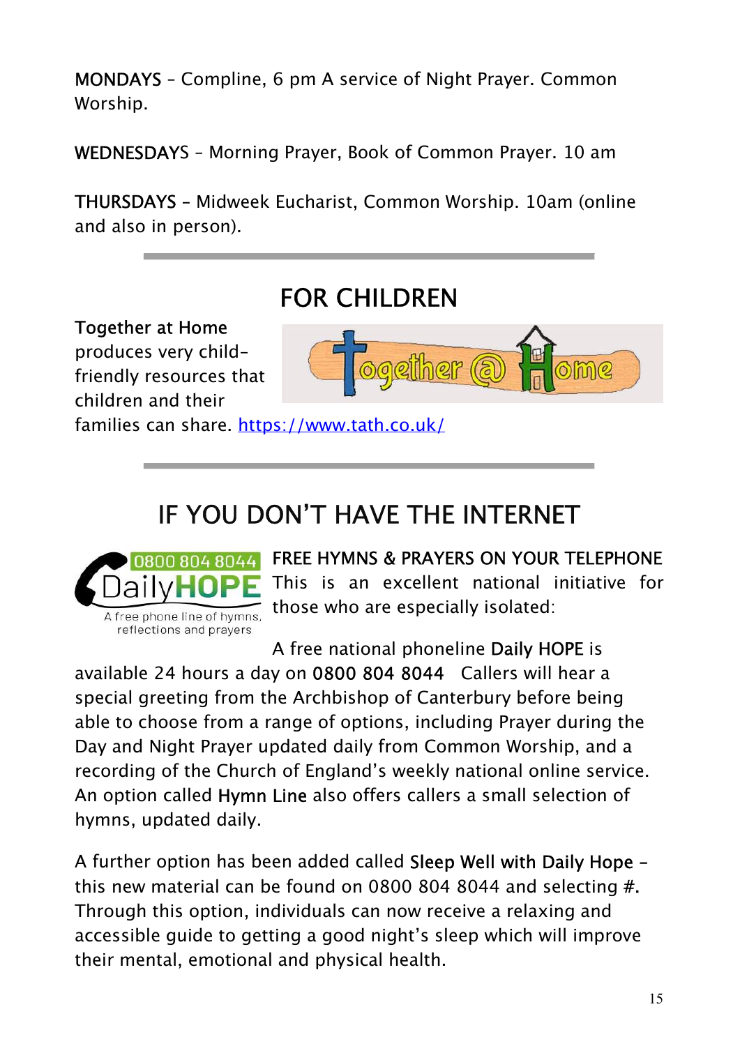**MONDAYS** – Compline, 6 pm A service of Night Prayer. Common Worship.

**WEDNESDAYS** – Morning Prayer, Book of Common Prayer. 10 am

**THURSDAYS** – Midweek Eucharist, Common Worship. 10am (online and also in person).

---

## FOR CHILDREN

**Together at Home** produces very child-friendly resources that children and their families can share. https://www.tath.co.uk/

---

## IF YOU DON'T HAVE THE INTERNET

**FREE HYMNS & PRAYERS ON YOUR TELEPHONE** This is an excellent national initiative for those who are especially isolated:

A free national phoneline **Daily HOPE** is available 24 hours a day on **0800 804 8044** Callers will hear a special greeting from the Archbishop of Canterbury before being able to choose from a range of options, including Prayer during the Day and Night Prayer updated daily from Common Worship, and a recording of the Church of England's weekly national online service. An option called **Hymn Line** also offers callers a small selection of hymns, updated daily.

A further option has been added called **Sleep Well with Daily Hope** – this new material can be found on 0800 804 8044 and selecting #. Through this option, individuals can now receive a relaxing and accessible guide to getting a good night's sleep which will improve their mental, emotional and physical health.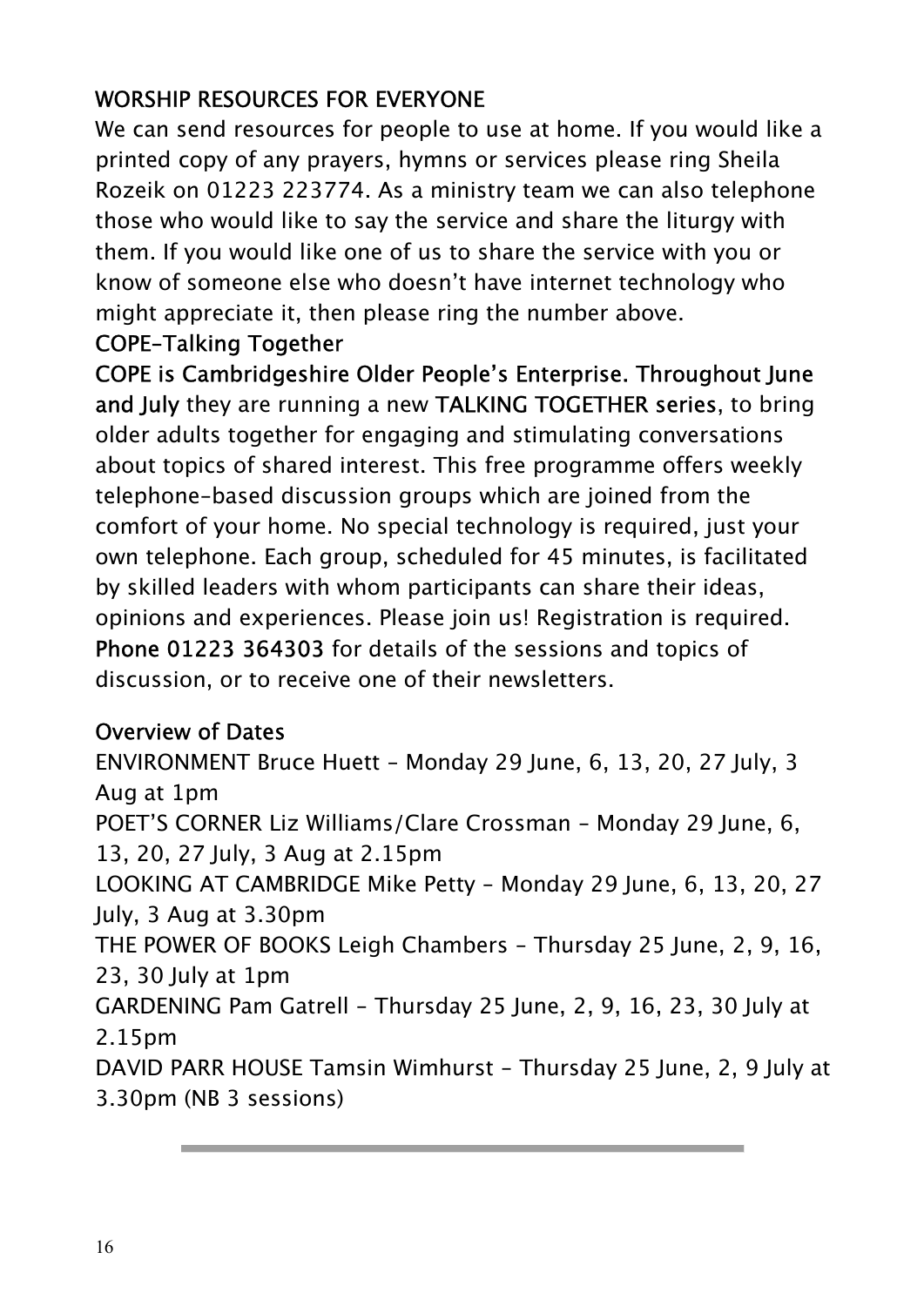## WORSHIP RESOURCES FOR EVERYONE

We can send resources for people to use at home. If you would like a printed copy of any prayers, hymns or services please ring Sheila Rozeik on 01223 223774. As a ministry team we can also telephone those who would like to say the service and share the liturgy with them. If you would like one of us to share the service with you or know of someone else who doesn't have internet technology who might appreciate it, then please ring the number above.

## COPE–Talking Together

**COPE is Cambridgeshire Older People's Enterprise. Throughout June and July** they are running a new **TALKING TOGETHER series**, to bring older adults together for engaging and stimulating conversations about topics of shared interest. This free programme offers weekly telephone-based discussion groups which are joined from the comfort of your home. No special technology is required, just your own telephone. Each group, scheduled for 45 minutes, is facilitated by skilled leaders with whom participants can share their ideas, opinions and experiences. Please join us! Registration is required. **Phone 01223 364303** for details of the sessions and topics of discussion, or to receive one of their newsletters.

### Overview of Dates

ENVIRONMENT Bruce Huett – Monday 29 June, 6, 13, 20, 27 July, 3 Aug at 1pm

POET'S CORNER Liz Williams/Clare Crossman – Monday 29 June, 6, 13, 20, 27 July, 3 Aug at 2.15pm

LOOKING AT CAMBRIDGE Mike Petty – Monday 29 June, 6, 13, 20, 27 July, 3 Aug at 3.30pm

THE POWER OF BOOKS Leigh Chambers – Thursday 25 June, 2, 9, 16, 23, 30 July at 1pm

GARDENING Pam Gatrell – Thursday 25 June, 2, 9, 16, 23, 30 July at 2.15pm

DAVID PARR HOUSE Tamsin Wimhurst – Thursday 25 June, 2, 9 July at 3.30pm (NB 3 sessions)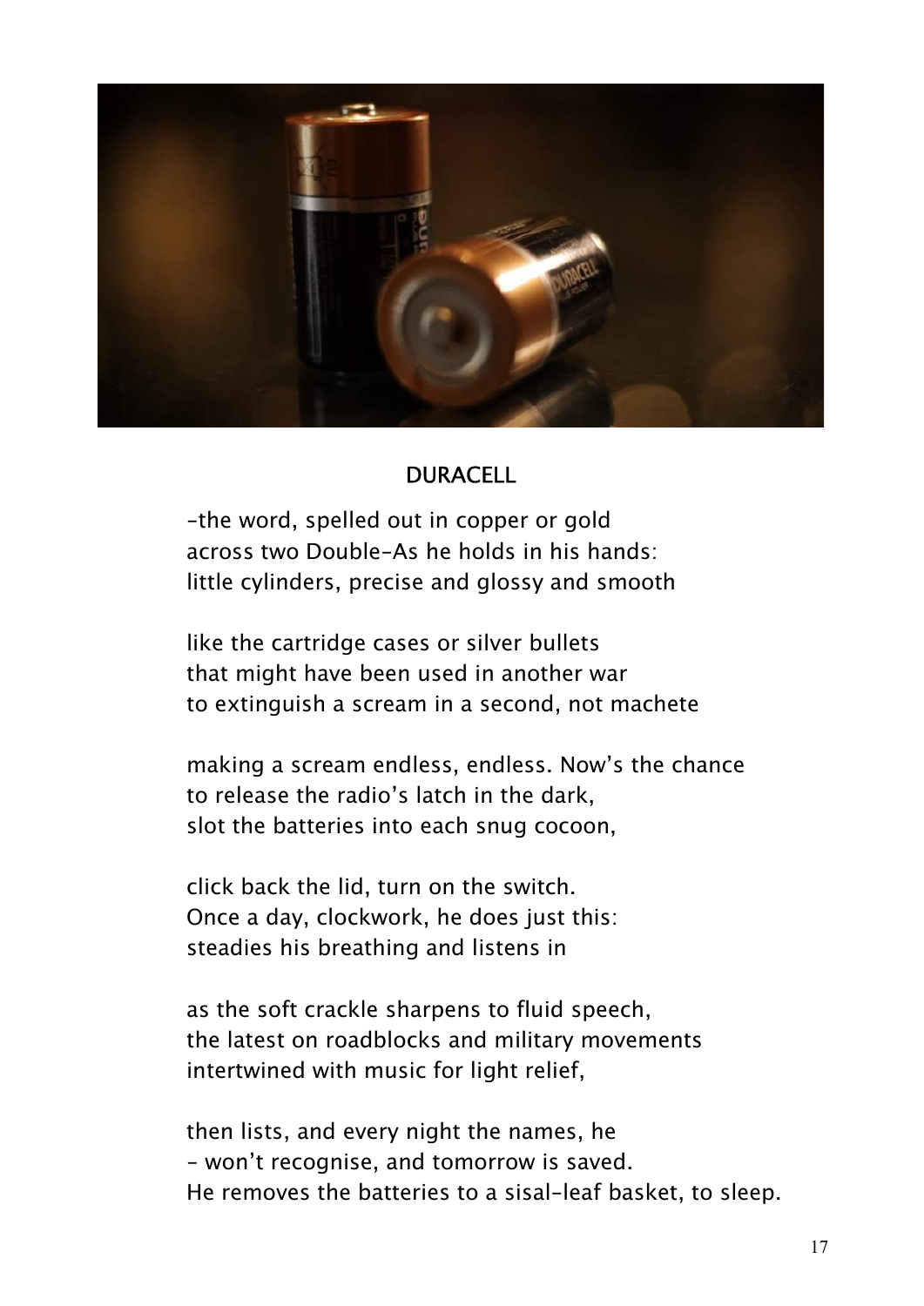## DURACELL

–the word, spelled out in copper or gold
across two Double-As he holds in his hands:
little cylinders, precise and glossy and smooth

like the cartridge cases or silver bullets
that might have been used in another war
to extinguish a scream in a second, not machete

making a scream endless, endless. Now's the chance
to release the radio's latch in the dark,
slot the batteries into each snug cocoon,

click back the lid, turn on the switch.
Once a day, clockwork, he does just this:
steadies his breathing and listens in

as the soft crackle sharpens to fluid speech,
the latest on roadblocks and military movements
intertwined with music for light relief,

then lists, and every night the names, he
– won't recognise, and tomorrow is saved.
He removes the batteries to a sisal-leaf basket, to sleep.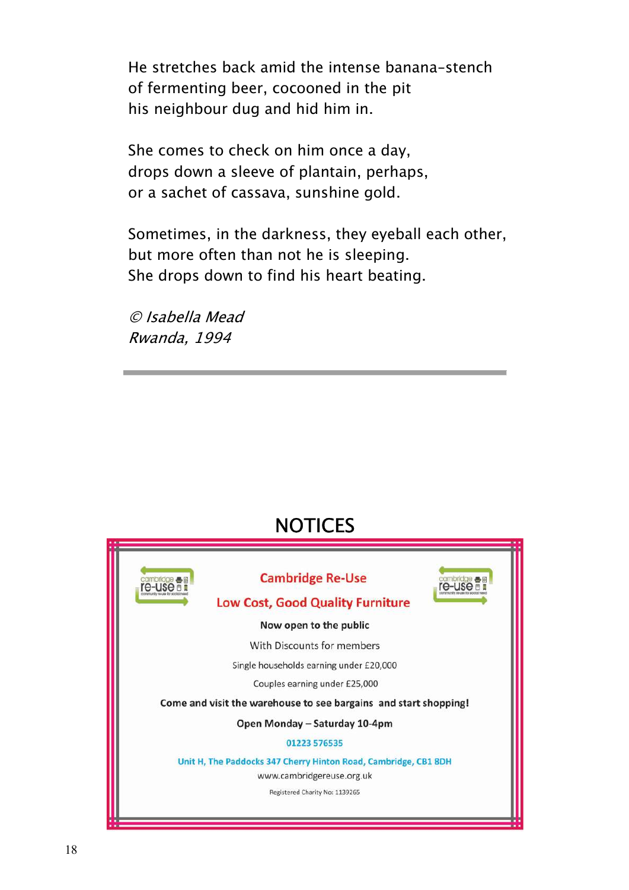He stretches back amid the intense banana-stench  
of fermenting beer, cocooned in the pit  
his neighbour dug and hid him in.

She comes to check on him once a day,  
drops down a sleeve of plantain, perhaps,  
or a sachet of cassava, sunshine gold.

Sometimes, in the darkness, they eyeball each other,  
but more often than not he is sleeping.  
She drops down to find his heart beating.

*© Isabella Mead*  
*Rwanda, 1994*

---

# NOTICES

## Cambridge Re-Use

### Low Cost, Good Quality Furniture

**Now open to the public**

With Discounts for members

Single households earning under £20,000

Couples earning under £25,000

**Come and visit the warehouse to see bargains and start shopping!**

**Open Monday – Saturday 10-4pm**

01223 576535

Unit H, The Paddocks 347 Cherry Hinton Road, Cambridge, CB1 8DH

www.cambridgereuse.org.uk

Registered Charity No: 1139265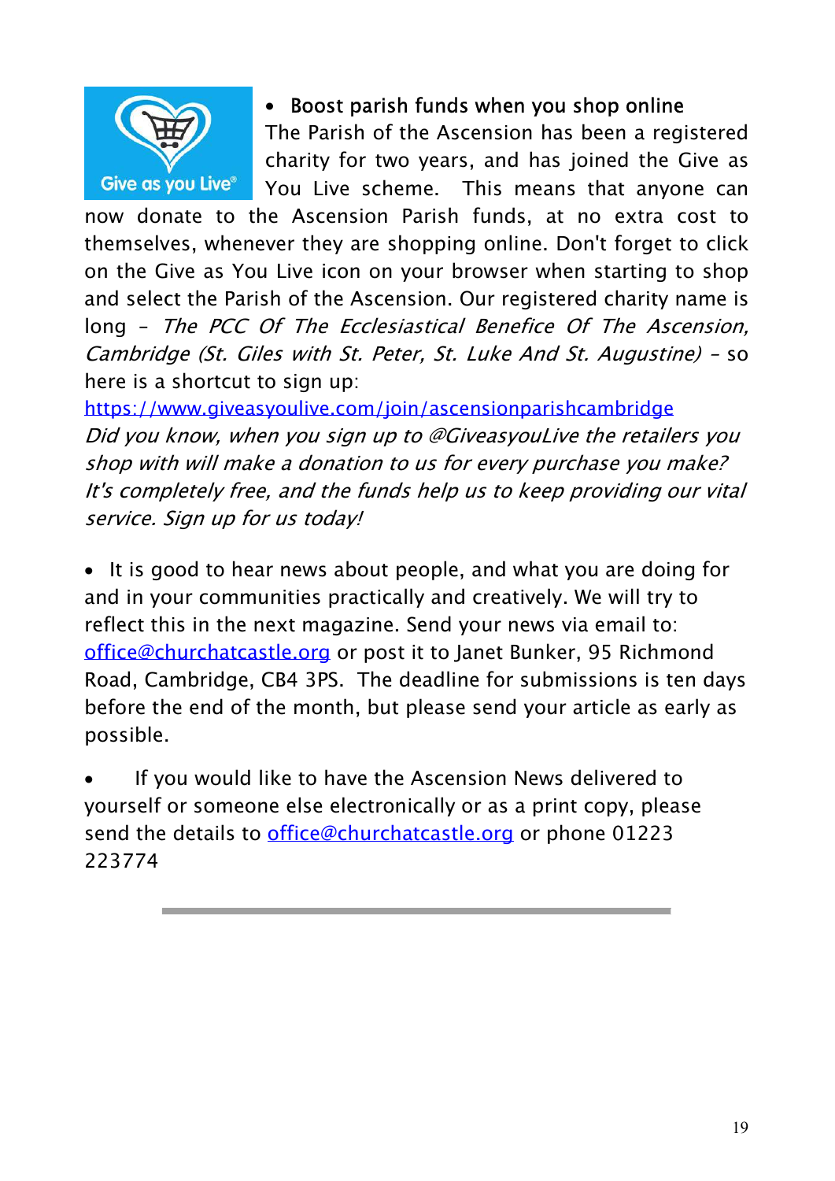- Boost parish funds when you shop online

The Parish of the Ascension has been a registered charity for two years, and has joined the Give as You Live scheme. This means that anyone can now donate to the Ascension Parish funds, at no extra cost to themselves, whenever they are shopping online. Don't forget to click on the Give as You Live icon on your browser when starting to shop and select the Parish of the Ascension. Our registered charity name is long – *The PCC Of The Ecclesiastical Benefice Of The Ascension, Cambridge (St. Giles with St. Peter, St. Luke And St. Augustine)* – so here is a shortcut to sign up:

https://www.giveasyoulive.com/join/ascensionparishcambridge

*Did you know, when you sign up to @GiveasyouLive the retailers you shop with will make a donation to us for every purchase you make? It's completely free, and the funds help us to keep providing our vital service. Sign up for us today!*

- It is good to hear news about people, and what you are doing for and in your communities practically and creatively. We will try to reflect this in the next magazine. Send your news via email to: office@churchatcastle.org or post it to Janet Bunker, 95 Richmond Road, Cambridge, CB4 3PS. The deadline for submissions is ten days before the end of the month, but please send your article as early as possible.

- If you would like to have the Ascension News delivered to yourself or someone else electronically or as a print copy, please send the details to office@churchatcastle.org or phone 01223 223774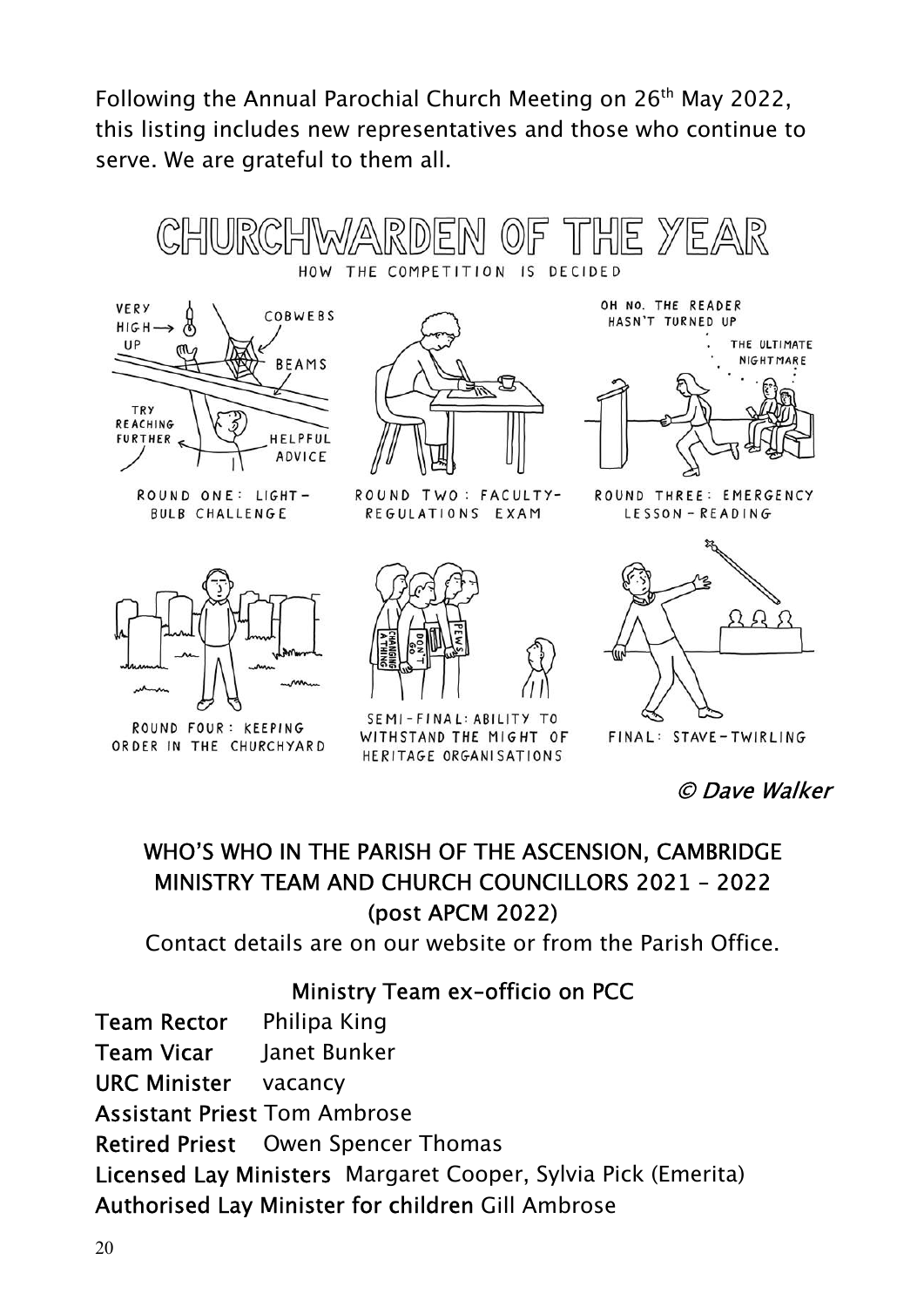Following the Annual Parochial Church Meeting on 26th May 2022, this listing includes new representatives and those who continue to serve. We are grateful to them all.

CHURCHWARDEN OF THE YEAR

HOW THE COMPETITION IS DECIDED

ROUND ONE: LIGHT-BULB CHALLENGE

ROUND TWO: FACULTY-REGULATIONS EXAM

ROUND THREE: EMERGENCY LESSON-READING

ROUND FOUR: KEEPING ORDER IN THE CHURCHYARD

SEMI-FINAL: ABILITY TO WITHSTAND THE MIGHT OF HERITAGE ORGANISATIONS

FINAL: STAVE-TWIRLING

*© Dave Walker*

## WHO'S WHO IN THE PARISH OF THE ASCENSION, CAMBRIDGE MINISTRY TEAM AND CHURCH COUNCILLORS 2021 – 2022 (post APCM 2022)

Contact details are on our website or from the Parish Office.

### Ministry Team ex-officio on PCC

**Team Rector** Philipa King
**Team Vicar** Janet Bunker
**URC Minister** vacancy
**Assistant Priest** Tom Ambrose
**Retired Priest** Owen Spencer Thomas
**Licensed Lay Ministers** Margaret Cooper, Sylvia Pick (Emerita)
**Authorised Lay Minister for children** Gill Ambrose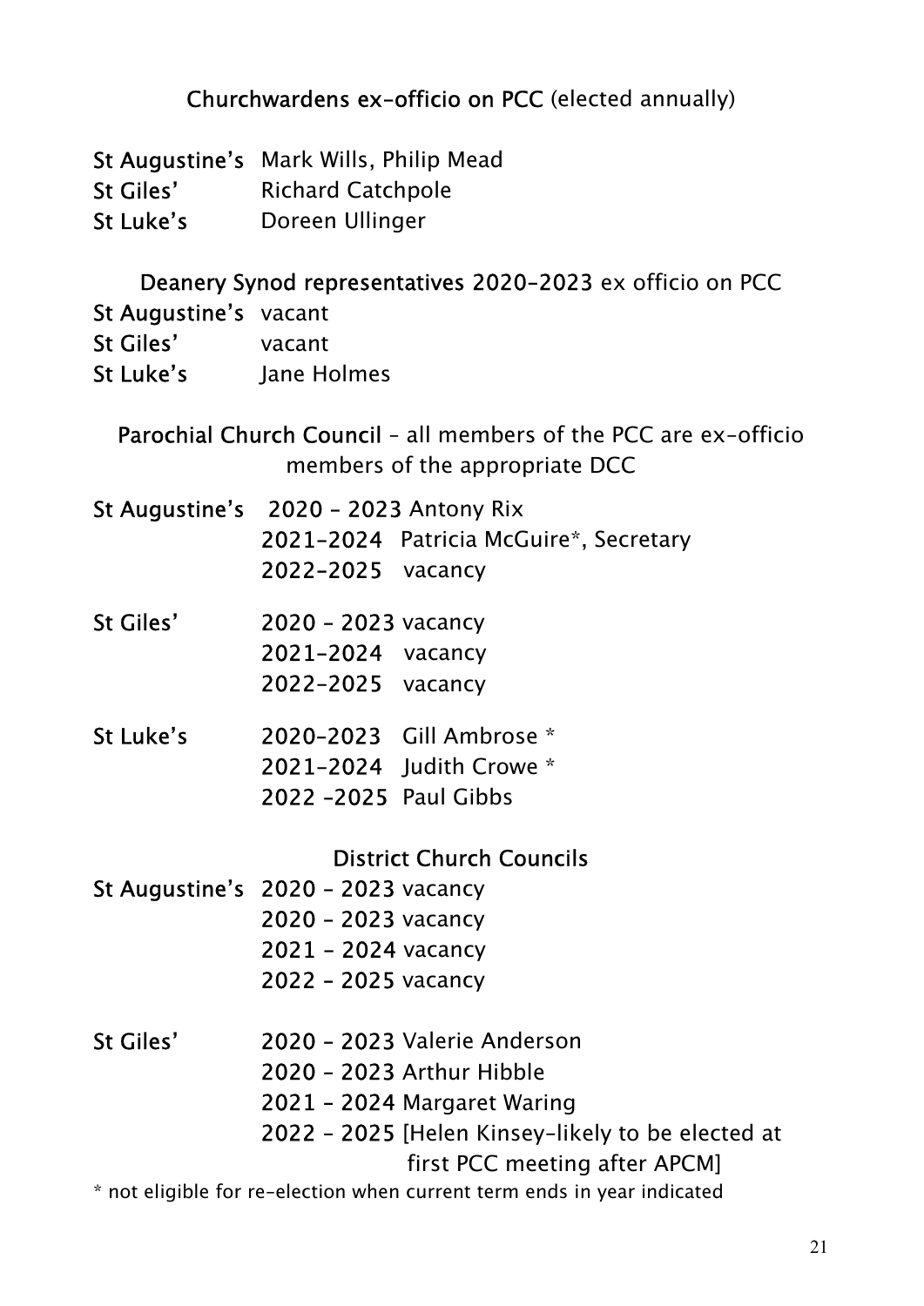### **Churchwardens ex-officio on PCC** (elected annually)

| | |
|---|---|
| **St Augustine's** | Mark Wills, Philip Mead |
| **St Giles'** | Richard Catchpole |
| **St Luke's** | Doreen Ullinger |

### **Deanery Synod representatives 2020-2023** ex officio on PCC

| | |
|---|---|
| **St Augustine's** | vacant |
| **St Giles'** | vacant |
| **St Luke's** | Jane Holmes |

### **Parochial Church Council** – all members of the PCC are ex-officio members of the appropriate DCC

| | | |
|---|---|---|
| **St Augustine's** | 2020 – 2023 | Antony Rix |
| | 2021-2024 | Patricia McGuire*, Secretary |
| | 2022-2025 | vacancy |
| **St Giles'** | 2020 – 2023 | vacancy |
| | 2021-2024 | vacancy |
| | 2022-2025 | vacancy |
| **St Luke's** | 2020-2023 | Gill Ambrose * |
| | 2021-2024 | Judith Crowe * |
| | 2022 -2025 | Paul Gibbs |

### **District Church Councils**

| | | |
|---|---|---|
| **St Augustine's** | 2020 – 2023 | vacancy |
| | 2020 – 2023 | vacancy |
| | 2021 – 2024 | vacancy |
| | 2022 – 2025 | vacancy |
| **St Giles'** | 2020 – 2023 | Valerie Anderson |
| | 2020 – 2023 | Arthur Hibble |
| | 2021 – 2024 | Margaret Waring |
| | 2022 – 2025 | [Helen Kinsey-likely to be elected at first PCC meeting after APCM] |

* not eligible for re-election when current term ends in year indicated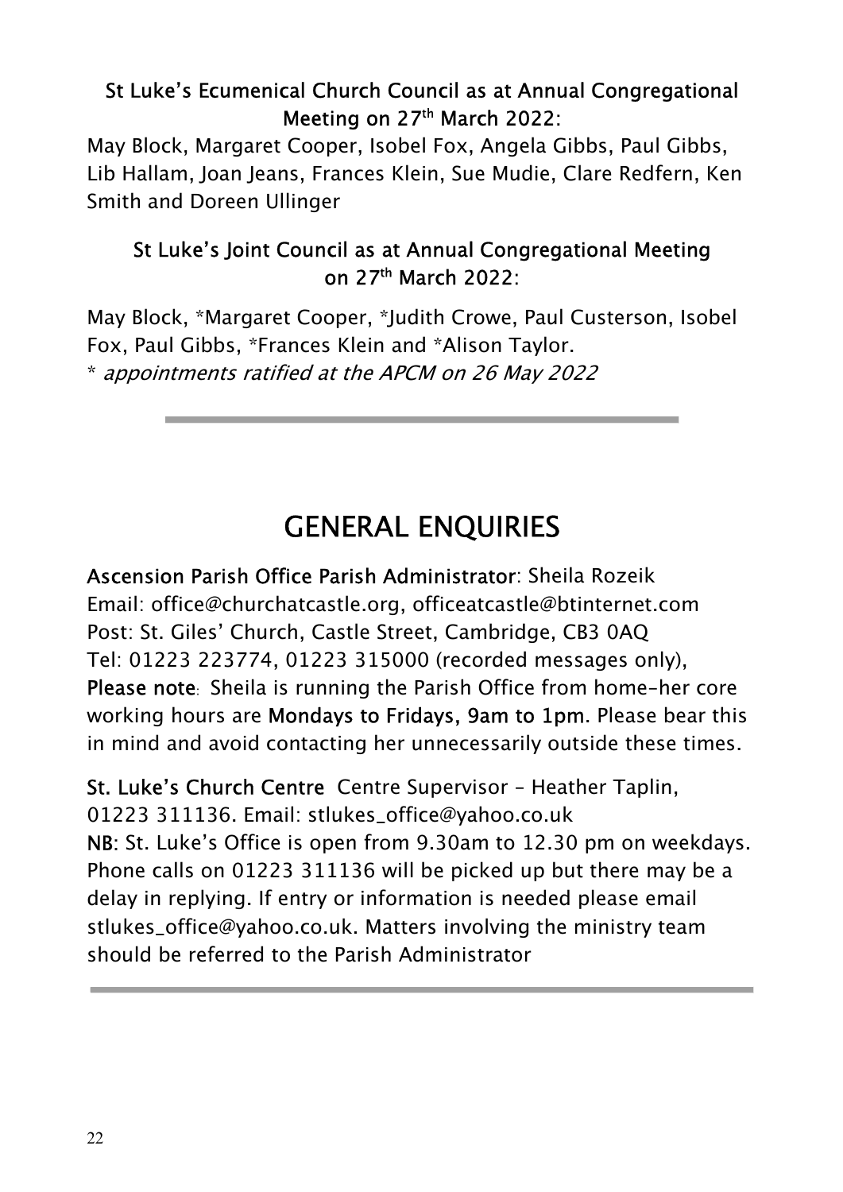**St Luke's Ecumenical Church Council as at Annual Congregational Meeting on 27th March 2022:**

May Block, Margaret Cooper, Isobel Fox, Angela Gibbs, Paul Gibbs, Lib Hallam, Joan Jeans, Frances Klein, Sue Mudie, Clare Redfern, Ken Smith and Doreen Ullinger

**St Luke's Joint Council as at Annual Congregational Meeting on 27th March 2022:**

May Block, *Margaret Cooper, *Judith Crowe, Paul Custerson, Isobel Fox, Paul Gibbs, *Frances Klein and *Alison Taylor.
* *appointments ratified at the APCM on 26 May 2022*

---

# GENERAL ENQUIRIES

**Ascension Parish Office Parish Administrator**: Sheila Rozeik
Email: office@churchatcastle.org, officeatcastle@btinternet.com
Post: St. Giles' Church, Castle Street, Cambridge, CB3 0AQ
Tel: 01223 223774, 01223 315000 (recorded messages only),
**Please note**: Sheila is running the Parish Office from home–her core working hours are **Mondays to Fridays, 9am to 1pm**. Please bear this in mind and avoid contacting her unnecessarily outside these times.

**St. Luke's Church Centre** Centre Supervisor – Heather Taplin, 01223 311136. Email: stlukes_office@yahoo.co.uk
**NB**: St. Luke's Office is open from 9.30am to 12.30 pm on weekdays. Phone calls on 01223 311136 will be picked up but there may be a delay in replying. If entry or information is needed please email stlukes_office@yahoo.co.uk. Matters involving the ministry team should be referred to the Parish Administrator

---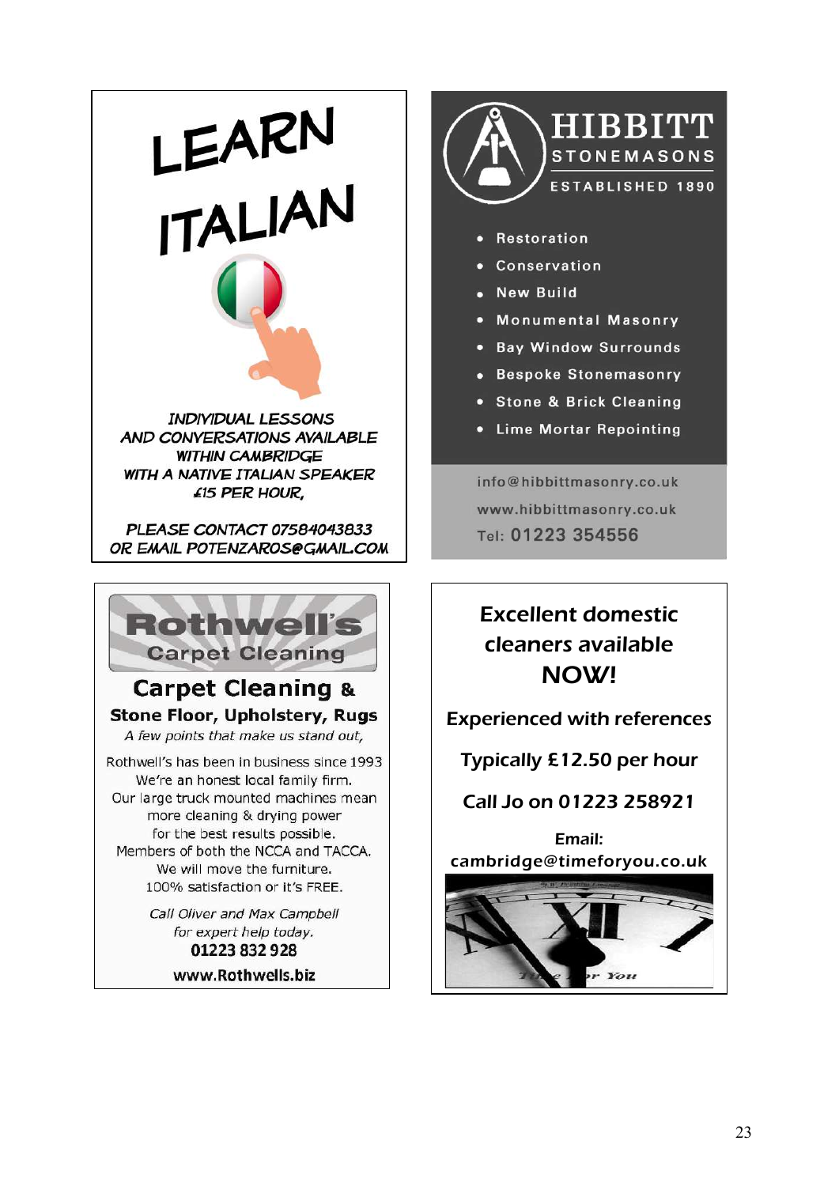# LEARN ITALIAN

INDIVIDUAL LESSONS AND CONVERSATIONS AVAILABLE WITHIN CAMBRIDGE WITH A NATIVE ITALIAN SPEAKER £15 PER HOUR,

PLEASE CONTACT 07584043833 OR EMAIL POTENZAROS@GMAIL.COM

---

# HIBBITT

## STONEMASONS

ESTABLISHED 1890

- Restoration
- Conservation
- New Build
- Monumental Masonry
- Bay Window Surrounds
- Bespoke Stonemasonry
- Stone & Brick Cleaning
- Lime Mortar Repointing

info@hibbittmasonry.co.uk

www.hibbittmasonry.co.uk

Tel: 01223 354556

---

# Rothwell's

## Carpet Cleaning

### Carpet Cleaning &

**Stone Floor, Upholstery, Rugs**

*A few points that make us stand out,*

Rothwell's has been in business since 1993
We're an honest local family firm.
Our large truck mounted machines mean more cleaning & drying power for the best results possible.
Members of both the NCCA and TACCA.
We will move the furniture.
100% satisfaction or it's FREE.

*Call Oliver and Max Campbell for expert help today.*

**01223 832 928**

**www.Rothwells.biz**

---

## Excellent domestic cleaners available NOW!

**Experienced with references**

**Typically £12.50 per hour**

**Call Jo on 01223 258921**

**Email: cambridge@timeforyou.co.uk**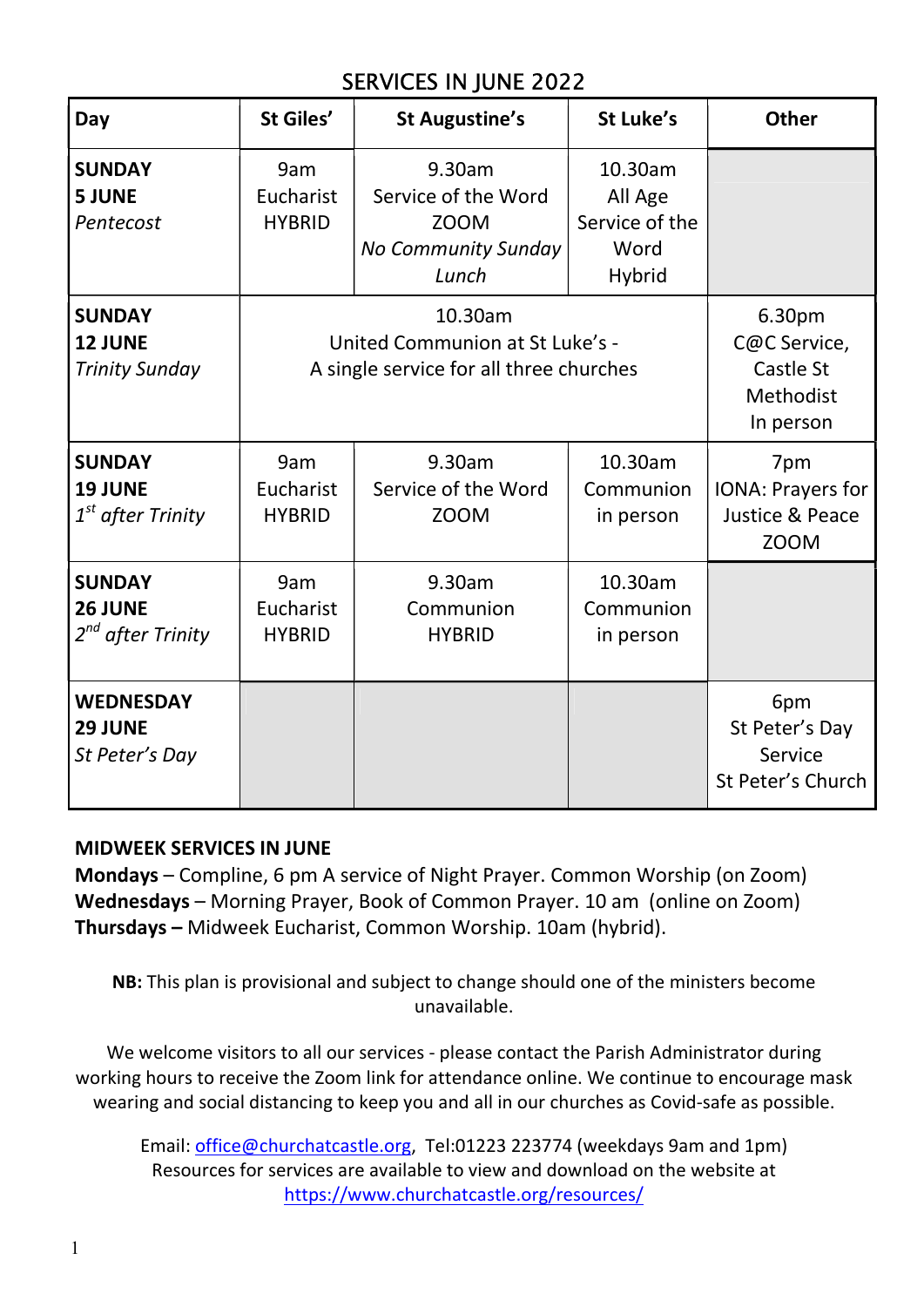## SERVICES IN JUNE 2022

| Day | St Giles' | St Augustine's | St Luke's | Other |
|---|---|---|---|---|
| **SUNDAY 5 JUNE** *Pentecost* | 9am Eucharist HYBRID | 9.30am Service of the Word ZOOM *No Community Sunday Lunch* | 10.30am All Age Service of the Word Hybrid | |
| **SUNDAY 12 JUNE** *Trinity Sunday* | 10.30am United Communion at St Luke's - A single service for all three churches | | | 6.30pm C@C Service, Castle St Methodist In person |
| **SUNDAY 19 JUNE** *1st after Trinity* | 9am Eucharist HYBRID | 9.30am Service of the Word ZOOM | 10.30am Communion in person | 7pm IONA: Prayers for Justice & Peace ZOOM |
| **SUNDAY 26 JUNE** *2nd after Trinity* | 9am Eucharist HYBRID | 9.30am Communion HYBRID | 10.30am Communion in person | |
| **WEDNESDAY 29 JUNE** *St Peter's Day* | | | | 6pm St Peter's Day Service St Peter's Church |

**MIDWEEK SERVICES IN JUNE**

**Mondays** – Compline, 6 pm A service of Night Prayer. Common Worship (on Zoom)
**Wednesdays** – Morning Prayer, Book of Common Prayer. 10 am (online on Zoom)
**Thursdays –** Midweek Eucharist, Common Worship. 10am (hybrid).

**NB:** This plan is provisional and subject to change should one of the ministers become unavailable.

We welcome visitors to all our services - please contact the Parish Administrator during working hours to receive the Zoom link for attendance online. We continue to encourage mask wearing and social distancing to keep you and all in our churches as Covid-safe as possible.

Email: office@churchatcastle.org, Tel:01223 223774 (weekdays 9am and 1pm)
Resources for services are available to view and download on the website at https://www.churchatcastle.org/resources/